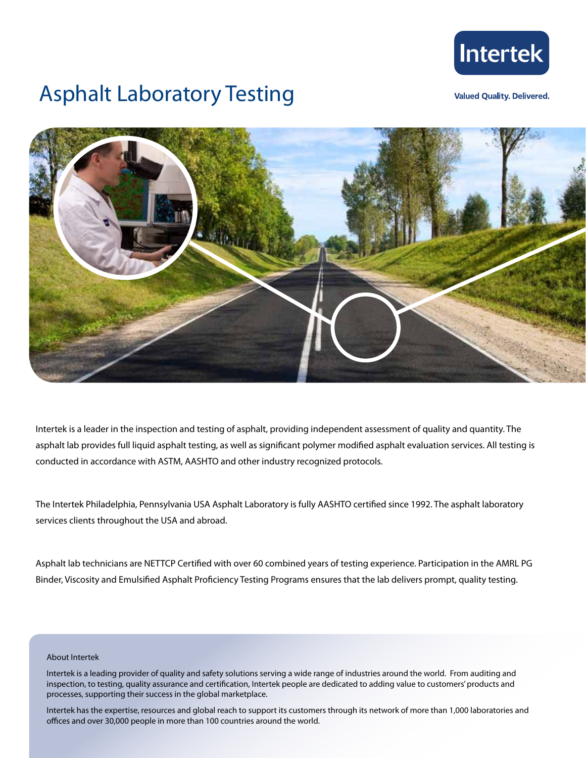# Asphalt Laboratory Testing

Intertek

Valued Quality. Delivered.

Intertek is a leader in the inspection and testing of asphalt, providing independent assessment of quality and quantity. The asphalt lab provides full liquid asphalt testing, as well as significant polymer modified asphalt evaluation services. All testing is conducted in accordance with ASTM, AASHTO and other industry recognized protocols.

The Intertek Philadelphia, Pennsylvania USA Asphalt Laboratory is fully AASHTO certified since 1992. The asphalt laboratory services clients throughout the USA and abroad.

Asphalt lab technicians are NETTCP Certified with over 60 combined years of testing experience. Participation in the AMRL PG Binder, Viscosity and Emulsified Asphalt Proficiency Testing Programs ensures that the lab delivers prompt, quality testing.

## About Intertek

Intertek is a leading provider of quality and safety solutions serving a wide range of industries around the world. From auditing and inspection, to testing, quality assurance and certification, Intertek people are dedicated to adding value to customers' products and processes, supporting their success in the global marketplace.

Intertek has the expertise, resources and global reach to support its customers through its network of more than 1,000 laboratories and offices and over 30,000 people in more than 100 countries around the world.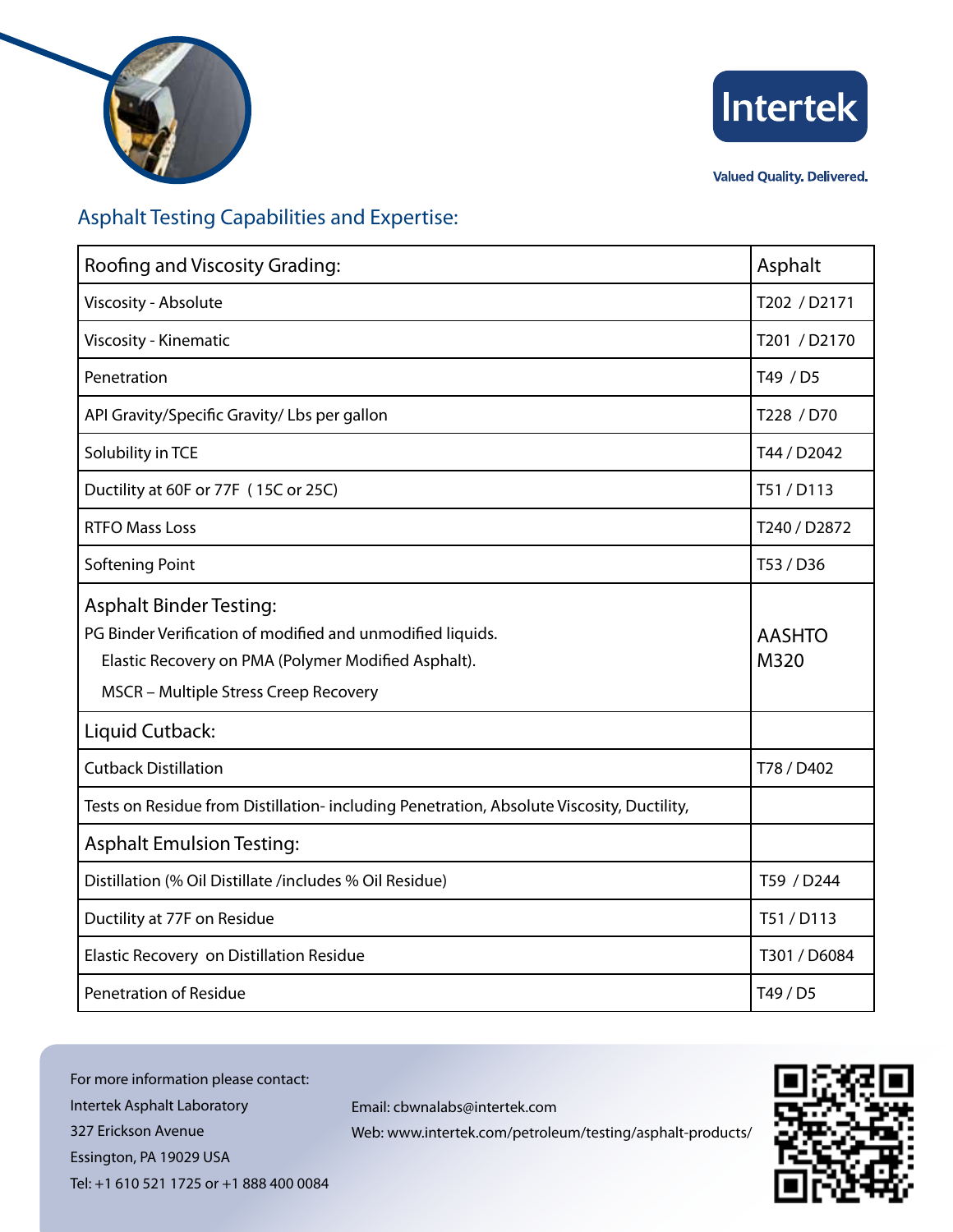Intertek

Valued Quality. Delivered.

## Asphalt Testing Capabilities and Expertise:

| Roofing and Viscosity Grading: | Asphalt |
|---|---|
| Viscosity - Absolute | T202 / D2171 |
| Viscosity - Kinematic | T201 / D2170 |
| Penetration | T49 / D5 |
| API Gravity/Specific Gravity/ Lbs per gallon | T228 / D70 |
| Solubility in TCE | T44 / D2042 |
| Ductility at 60F or 77F ( 15C or 25C) | T51 / D113 |
| RTFO Mass Loss | T240 / D2872 |
| Softening Point | T53 / D36 |
| Asphalt Binder Testing:<br>PG Binder Verification of modified and unmodified liquids.<br>Elastic Recovery on PMA (Polymer Modified Asphalt).<br>MSCR – Multiple Stress Creep Recovery | AASHTO M320 |
| Liquid Cutback: | |
| Cutback Distillation | T78 / D402 |
| Tests on Residue from Distillation- including Penetration, Absolute Viscosity, Ductility, | |
| Asphalt Emulsion Testing: | |
| Distillation (% Oil Distillate /includes % Oil Residue) | T59 / D244 |
| Ductility at 77F on Residue | T51 / D113 |
| Elastic Recovery on Distillation Residue | T301 / D6084 |
| Penetration of Residue | T49 / D5 |

For more information please contact:
Intertek Asphalt Laboratory
327 Erickson Avenue
Essington, PA 19029 USA
Tel: +1 610 521 1725 or +1 888 400 0084

Email: cbwnalabs@intertek.com
Web: www.intertek.com/petroleum/testing/asphalt-products/